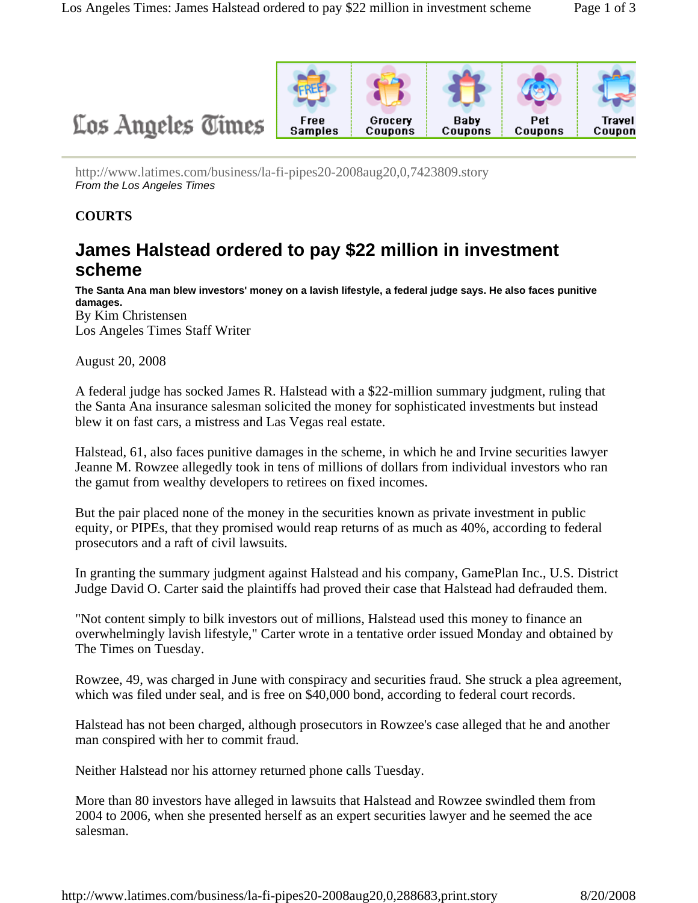http://www.latimes.com/business/la-fi-pipes20-2008aug20,0,7423809.story
*From the Los Angeles Times*

**COURTS**

# James Halstead ordered to pay $22 million in investment scheme

**The Santa Ana man blew investors' money on a lavish lifestyle, a federal judge says. He also faces punitive damages.**

By Kim Christensen
Los Angeles Times Staff Writer

August 20, 2008

A federal judge has socked James R. Halstead with a $22-million summary judgment, ruling that the Santa Ana insurance salesman solicited the money for sophisticated investments but instead blew it on fast cars, a mistress and Las Vegas real estate.

Halstead, 61, also faces punitive damages in the scheme, in which he and Irvine securities lawyer Jeanne M. Rowzee allegedly took in tens of millions of dollars from individual investors who ran the gamut from wealthy developers to retirees on fixed incomes.

But the pair placed none of the money in the securities known as private investment in public equity, or PIPEs, that they promised would reap returns of as much as 40%, according to federal prosecutors and a raft of civil lawsuits.

In granting the summary judgment against Halstead and his company, GamePlan Inc., U.S. District Judge David O. Carter said the plaintiffs had proved their case that Halstead had defrauded them.

"Not content simply to bilk investors out of millions, Halstead used this money to finance an overwhelmingly lavish lifestyle," Carter wrote in a tentative order issued Monday and obtained by The Times on Tuesday.

Rowzee, 49, was charged in June with conspiracy and securities fraud. She struck a plea agreement, which was filed under seal, and is free on $40,000 bond, according to federal court records.

Halstead has not been charged, although prosecutors in Rowzee's case alleged that he and another man conspired with her to commit fraud.

Neither Halstead nor his attorney returned phone calls Tuesday.

More than 80 investors have alleged in lawsuits that Halstead and Rowzee swindled them from 2004 to 2006, when she presented herself as an expert securities lawyer and he seemed the ace salesman.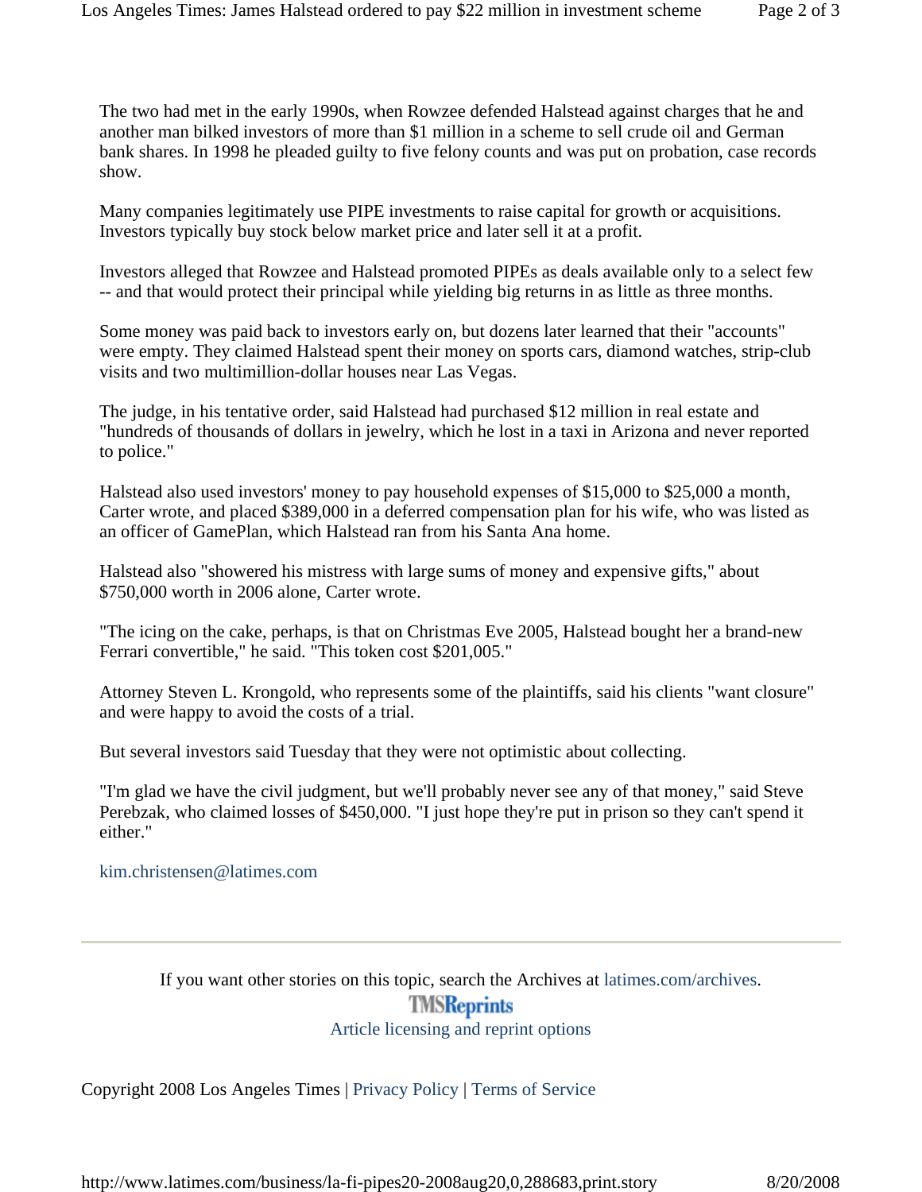The two had met in the early 1990s, when Rowzee defended Halstead against charges that he and another man bilked investors of more than $1 million in a scheme to sell crude oil and German bank shares. In 1998 he pleaded guilty to five felony counts and was put on probation, case records show.

Many companies legitimately use PIPE investments to raise capital for growth or acquisitions. Investors typically buy stock below market price and later sell it at a profit.

Investors alleged that Rowzee and Halstead promoted PIPEs as deals available only to a select few -- and that would protect their principal while yielding big returns in as little as three months.

Some money was paid back to investors early on, but dozens later learned that their "accounts" were empty. They claimed Halstead spent their money on sports cars, diamond watches, strip-club visits and two multimillion-dollar houses near Las Vegas.

The judge, in his tentative order, said Halstead had purchased $12 million in real estate and "hundreds of thousands of dollars in jewelry, which he lost in a taxi in Arizona and never reported to police."

Halstead also used investors' money to pay household expenses of $15,000 to $25,000 a month, Carter wrote, and placed $389,000 in a deferred compensation plan for his wife, who was listed as an officer of GamePlan, which Halstead ran from his Santa Ana home.

Halstead also "showered his mistress with large sums of money and expensive gifts," about $750,000 worth in 2006 alone, Carter wrote.

"The icing on the cake, perhaps, is that on Christmas Eve 2005, Halstead bought her a brand-new Ferrari convertible," he said. "This token cost $201,005."

Attorney Steven L. Krongold, who represents some of the plaintiffs, said his clients "want closure" and were happy to avoid the costs of a trial.

But several investors said Tuesday that they were not optimistic about collecting.

"I'm glad we have the civil judgment, but we'll probably never see any of that money," said Steve Perebzak, who claimed losses of $450,000. "I just hope they're put in prison so they can't spend it either."

kim.christensen@latimes.com

---

If you want other stories on this topic, search the Archives at latimes.com/archives.

TMSReprints

Article licensing and reprint options

Copyright 2008 Los Angeles Times | Privacy Policy | Terms of Service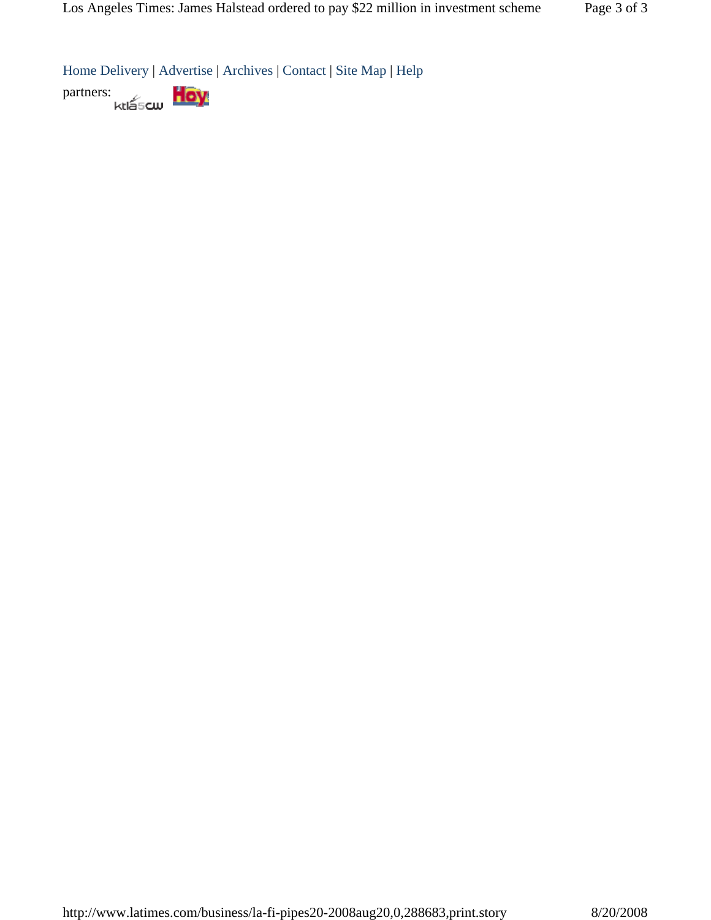Home Delivery | Advertise | Archives | Contact | Site Map | Help

partners: